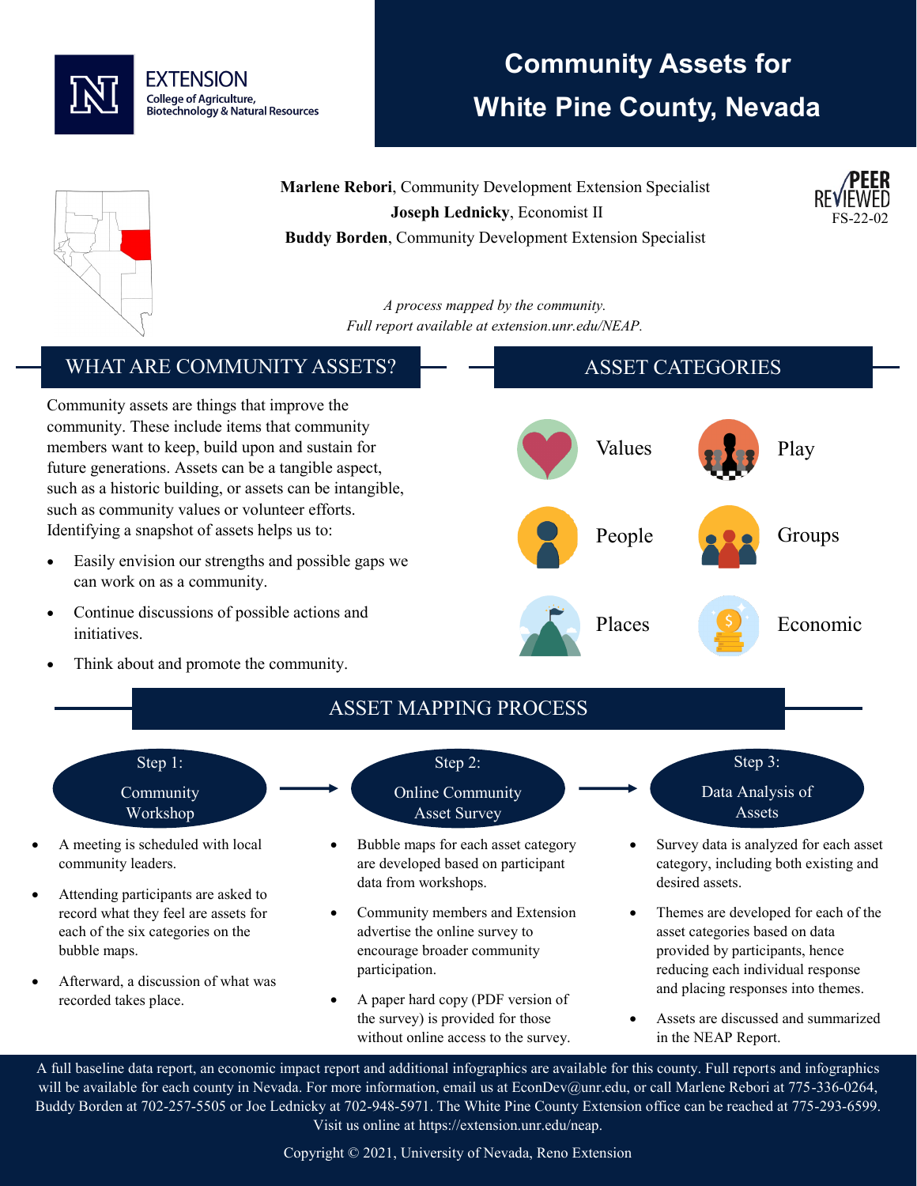EXTENSION
College of Agriculture, Biotechnology & Natural Resources

# Community Assets for White Pine County, Nevada

**Marlene Rebori**, Community Development Extension Specialist
**Joseph Lednicky**, Economist II
**Buddy Borden**, Community Development Extension Specialist

PEER REVIEWED
FS-22-02

*A process mapped by the community.*
*Full report available at extension.unr.edu/NEAP.*

## WHAT ARE COMMUNITY ASSETS?

Community assets are things that improve the community. These include items that community members want to keep, build upon and sustain for future generations. Assets can be a tangible aspect, such as a historic building, or assets can be intangible, such as community values or volunteer efforts. Identifying a snapshot of assets helps us to:

- Easily envision our strengths and possible gaps we can work on as a community.
- Continue discussions of possible actions and initiatives.
- Think about and promote the community.

## ASSET CATEGORIES

- Values
- Play
- People
- Groups
- Places
- Economic

## ASSET MAPPING PROCESS

### Step 1: Community Workshop

- A meeting is scheduled with local community leaders.
- Attending participants are asked to record what they feel are assets for each of the six categories on the bubble maps.
- Afterward, a discussion of what was recorded takes place.

### Step 2: Online Community Asset Survey

- Bubble maps for each asset category are developed based on participant data from workshops.
- Community members and Extension advertise the online survey to encourage broader community participation.
- A paper hard copy (PDF version of the survey) is provided for those without online access to the survey.

### Step 3: Data Analysis of Assets

- Survey data is analyzed for each asset category, including both existing and desired assets.
- Themes are developed for each of the asset categories based on data provided by participants, hence reducing each individual response and placing responses into themes.
- Assets are discussed and summarized in the NEAP Report.

A full baseline data report, an economic impact report and additional infographics are available for this county. Full reports and infographics will be available for each county in Nevada. For more information, email us at EconDev@unr.edu, or call Marlene Rebori at 775-336-0264, Buddy Borden at 702-257-5505 or Joe Lednicky at 702-948-5971. The White Pine County Extension office can be reached at 775-293-6599. Visit us online at https://extension.unr.edu/neap.

Copyright © 2021, University of Nevada, Reno Extension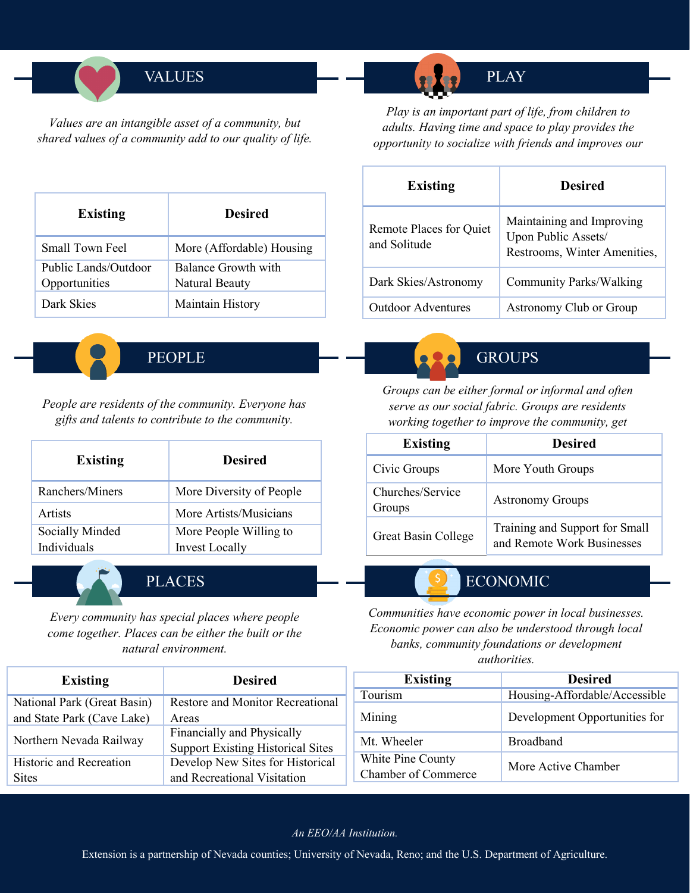## VALUES

*Values are an intangible asset of a community, but shared values of a community add to our quality of life.*

| Existing | Desired |
|---|---|
| Small Town Feel | More (Affordable) Housing |
| Public Lands/Outdoor Opportunities | Balance Growth with Natural Beauty |
| Dark Skies | Maintain History |

## PLAY

*Play is an important part of life, from children to adults. Having time and space to play provides the opportunity to socialize with friends and improves our*

| Existing | Desired |
|---|---|
| Remote Places for Quiet and Solitude | Maintaining and Improving Upon Public Assets/ Restrooms, Winter Amenities, |
| Dark Skies/Astronomy | Community Parks/Walking |
| Outdoor Adventures | Astronomy Club or Group |

## PEOPLE

*People are residents of the community. Everyone has gifts and talents to contribute to the community.*

| Existing | Desired |
|---|---|
| Ranchers/Miners | More Diversity of People |
| Artists | More Artists/Musicians |
| Socially Minded Individuals | More People Willing to Invest Locally |

## GROUPS

*Groups can be either formal or informal and often serve as our social fabric. Groups are residents working together to improve the community, get*

| Existing | Desired |
|---|---|
| Civic Groups | More Youth Groups |
| Churches/Service Groups | Astronomy Groups |
| Great Basin College | Training and Support for Small and Remote Work Businesses |

## PLACES

*Every community has special places where people come together. Places can be either the built or the natural environment.*

| Existing | Desired |
|---|---|
| National Park (Great Basin) and State Park (Cave Lake) | Restore and Monitor Recreational Areas |
| Northern Nevada Railway | Financially and Physically Support Existing Historical Sites |
| Historic and Recreation Sites | Develop New Sites for Historical and Recreational Visitation |

## ECONOMIC

*Communities have economic power in local businesses. Economic power can also be understood through local banks, community foundations or development authorities.*

| Existing | Desired |
|---|---|
| Tourism | Housing-Affordable/Accessible |
| Mining | Development Opportunities for |
| Mt. Wheeler | Broadband |
| White Pine County Chamber of Commerce | More Active Chamber |

*An EEO/AA Institution.*

Extension is a partnership of Nevada counties; University of Nevada, Reno; and the U.S. Department of Agriculture.